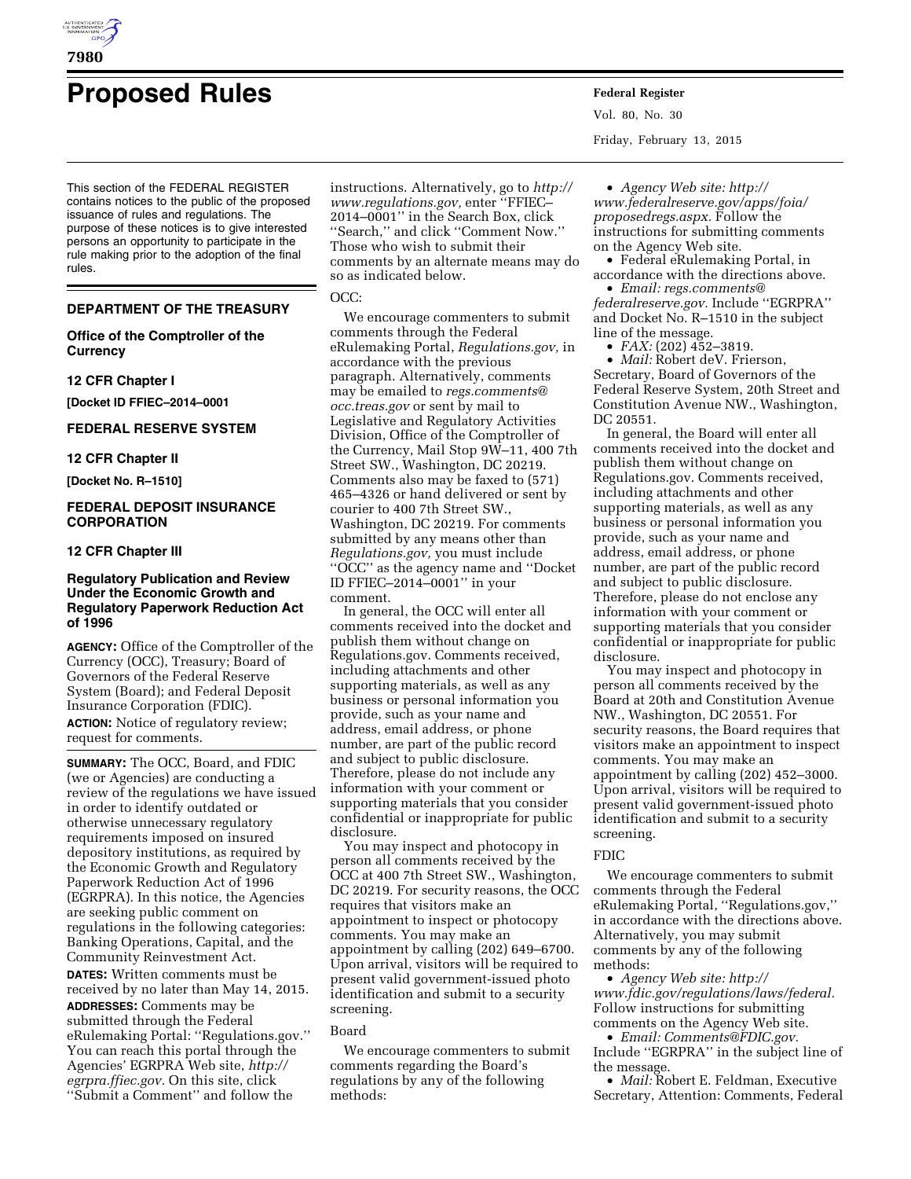# Proposed Rules

This section of the FEDERAL REGISTER contains notices to the public of the proposed issuance of rules and regulations. The purpose of these notices is to give interested persons an opportunity to participate in the rule making prior to the adoption of the final rules.

## DEPARTMENT OF THE TREASURY

### Office of the Comptroller of the Currency

### 12 CFR Chapter I

**[Docket ID FFIEC–2014–0001**

## FEDERAL RESERVE SYSTEM

### 12 CFR Chapter II

**[Docket No. R–1510]**

## FEDERAL DEPOSIT INSURANCE CORPORATION

### 12 CFR Chapter III

### Regulatory Publication and Review Under the Economic Growth and Regulatory Paperwork Reduction Act of 1996

**AGENCY:** Office of the Comptroller of the Currency (OCC), Treasury; Board of Governors of the Federal Reserve System (Board); and Federal Deposit Insurance Corporation (FDIC).

**ACTION:** Notice of regulatory review; request for comments.

**SUMMARY:** The OCC, Board, and FDIC (we or Agencies) are conducting a review of the regulations we have issued in order to identify outdated or otherwise unnecessary regulatory requirements imposed on insured depository institutions, as required by the Economic Growth and Regulatory Paperwork Reduction Act of 1996 (EGRPRA). In this notice, the Agencies are seeking public comment on regulations in the following categories: Banking Operations, Capital, and the Community Reinvestment Act.

**DATES:** Written comments must be received by no later than May 14, 2015.

**ADDRESSES:** Comments may be submitted through the Federal eRulemaking Portal: ''Regulations.gov.'' You can reach this portal through the Agencies' EGRPRA Web site, *http://egrpra.ffiec.gov.* On this site, click ''Submit a Comment'' and follow the instructions. Alternatively, go to *http://www.regulations.gov,* enter ''FFIEC–2014–0001'' in the Search Box, click ''Search,'' and click ''Comment Now.'' Those who wish to submit their comments by an alternate means may do so as indicated below.

OCC:

We encourage commenters to submit comments through the Federal eRulemaking Portal, *Regulations.gov,* in accordance with the previous paragraph. Alternatively, comments may be emailed to *regs.comments@occ.treas.gov* or sent by mail to Legislative and Regulatory Activities Division, Office of the Comptroller of the Currency, Mail Stop 9W–11, 400 7th Street SW., Washington, DC 20219. Comments also may be faxed to (571) 465–4326 or hand delivered or sent by courier to 400 7th Street SW., Washington, DC 20219. For comments submitted by any means other than *Regulations.gov,* you must include ''OCC'' as the agency name and ''Docket ID FFIEC–2014–0001'' in your comment.

In general, the OCC will enter all comments received into the docket and publish them without change on Regulations.gov. Comments received, including attachments and other supporting materials, as well as any business or personal information you provide, such as your name and address, email address, or phone number, are part of the public record and subject to public disclosure. Therefore, please do not include any information with your comment or supporting materials that you consider confidential or inappropriate for public disclosure.

You may inspect and photocopy in person all comments received by the OCC at 400 7th Street SW., Washington, DC 20219. For security reasons, the OCC requires that visitors make an appointment to inspect or photocopy comments. You may make an appointment by calling (202) 649–6700. Upon arrival, visitors will be required to present valid government-issued photo identification and submit to a security screening.

Board

We encourage commenters to submit comments regarding the Board's regulations by any of the following methods:

- *Agency Web site: http://www.federalreserve.gov/apps/foia/proposedregs.aspx.* Follow the instructions for submitting comments on the Agency Web site.
- Federal eRulemaking Portal, in accordance with the directions above.
- *Email: regs.comments@federalreserve.gov.* Include ''EGRPRA'' and Docket No. R–1510 in the subject line of the message.
- *FAX:* (202) 452–3819.
- *Mail:* Robert deV. Frierson, Secretary, Board of Governors of the Federal Reserve System, 20th Street and Constitution Avenue NW., Washington, DC 20551.

In general, the Board will enter all comments received into the docket and publish them without change on Regulations.gov. Comments received, including attachments and other supporting materials, as well as any business or personal information you provide, such as your name and address, email address, or phone number, are part of the public record and subject to public disclosure. Therefore, please do not enclose any information with your comment or supporting materials that you consider confidential or inappropriate for public disclosure.

You may inspect and photocopy in person all comments received by the Board at 20th and Constitution Avenue NW., Washington, DC 20551. For security reasons, the Board requires that visitors make an appointment to inspect comments. You may make an appointment by calling (202) 452–3000. Upon arrival, visitors will be required to present valid government-issued photo identification and submit to a security screening.

FDIC

We encourage commenters to submit comments through the Federal eRulemaking Portal, ''Regulations.gov,'' in accordance with the directions above. Alternatively, you may submit comments by any of the following methods:

- *Agency Web site: http://www.fdic.gov/regulations/laws/federal.* Follow instructions for submitting comments on the Agency Web site.
- *Email: Comments@FDIC.gov.* Include ''EGRPRA'' in the subject line of the message.
- *Mail:* Robert E. Feldman, Executive Secretary, Attention: Comments, Federal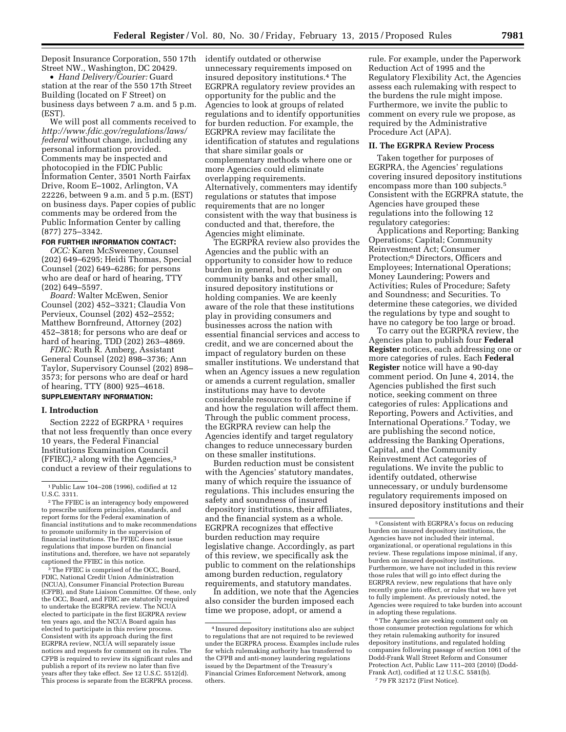Deposit Insurance Corporation, 550 17th Street NW., Washington, DC 20429.

- *Hand Delivery/Courier:* Guard station at the rear of the 550 17th Street Building (located on F Street) on business days between 7 a.m. and 5 p.m. (EST).

We will post all comments received to *http://www.fdic.gov/regulations/laws/federal* without change, including any personal information provided. Comments may be inspected and photocopied in the FDIC Public Information Center, 3501 North Fairfax Drive, Room E–1002, Arlington, VA 22226, between 9 a.m. and 5 p.m. (EST) on business days. Paper copies of public comments may be ordered from the Public Information Center by calling (877) 275–3342.

**FOR FURTHER INFORMATION CONTACT:**

*OCC:* Karen McSweeney, Counsel (202) 649–6295; Heidi Thomas, Special Counsel (202) 649–6286; for persons who are deaf or hard of hearing, TTY (202) 649–5597.

*Board:* Walter McEwen, Senior Counsel (202) 452–3321; Claudia Von Pervieux, Counsel (202) 452–2552; Matthew Bornfreund, Attorney (202) 452–3818; for persons who are deaf or hard of hearing, TDD (202) 263–4869.

*FDIC:* Ruth R. Amberg, Assistant General Counsel (202) 898–3736; Ann Taylor, Supervisory Counsel (202) 898–3573; for persons who are deaf or hard of hearing, TTY (800) 925–4618.

**SUPPLEMENTARY INFORMATION:**

## I. Introduction

Section 2222 of EGRPRA [1] requires that not less frequently than once every 10 years, the Federal Financial Institutions Examination Council (FFIEC),[2] along with the Agencies,[3] conduct a review of their regulations to identify outdated or otherwise unnecessary requirements imposed on insured depository institutions.[4] The EGRPRA regulatory review provides an opportunity for the public and the Agencies to look at groups of related regulations and to identify opportunities for burden reduction. For example, the EGRPRA review may facilitate the identification of statutes and regulations that share similar goals or complementary methods where one or more Agencies could eliminate overlapping requirements. Alternatively, commenters may identify regulations or statutes that impose requirements that are no longer consistent with the way that business is conducted and that, therefore, the Agencies might eliminate.

The EGRPRA review also provides the Agencies and the public with an opportunity to consider how to reduce burden in general, but especially on community banks and other small, insured depository institutions or holding companies. We are keenly aware of the role that these institutions play in providing consumers and businesses across the nation with essential financial services and access to credit, and we are concerned about the impact of regulatory burden on these smaller institutions. We understand that when an Agency issues a new regulation or amends a current regulation, smaller institutions may have to devote considerable resources to determine if and how the regulation will affect them. Through the public comment process, the EGRPRA review can help the Agencies identify and target regulatory changes to reduce unnecessary burden on these smaller institutions.

Burden reduction must be consistent with the Agencies' statutory mandates, many of which require the issuance of regulations. This includes ensuring the safety and soundness of insured depository institutions, their affiliates, and the financial system as a whole. EGRPRA recognizes that effective burden reduction may require legislative change. Accordingly, as part of this review, we specifically ask the public to comment on the relationships among burden reduction, regulatory requirements, and statutory mandates.

In addition, we note that the Agencies also consider the burden imposed each time we propose, adopt, or amend a rule. For example, under the Paperwork Reduction Act of 1995 and the Regulatory Flexibility Act, the Agencies assess each rulemaking with respect to the burdens the rule might impose. Furthermore, we invite the public to comment on every rule we propose, as required by the Administrative Procedure Act (APA).

## II. The EGRPRA Review Process

Taken together for purposes of EGRPRA, the Agencies' regulations covering insured depository institutions encompass more than 100 subjects.[5] Consistent with the EGRPRA statute, the Agencies have grouped these regulations into the following 12 regulatory categories:

Applications and Reporting; Banking Operations; Capital; Community Reinvestment Act; Consumer Protection;[6] Directors, Officers and Employees; International Operations; Money Laundering; Powers and Activities; Rules of Procedure; Safety and Soundness; and Securities. To determine these categories, we divided the regulations by type and sought to have no category be too large or broad.

To carry out the EGRPRA review, the Agencies plan to publish four **Federal Register** notices, each addressing one or more categories of rules. Each **Federal Register** notice will have a 90-day comment period. On June 4, 2014, the Agencies published the first such notice, seeking comment on three categories of rules: Applications and Reporting, Powers and Activities, and International Operations.[7] Today, we are publishing the second notice, addressing the Banking Operations, Capital, and the Community Reinvestment Act categories of regulations. We invite the public to identify outdated, otherwise unnecessary, or unduly burdensome regulatory requirements imposed on insured depository institutions and their

---

[1] Public Law 104–208 (1996), codified at 12 U.S.C. 3311.

[2] The FFIEC is an interagency body empowered to prescribe uniform principles, standards, and report forms for the Federal examination of financial institutions and to make recommendations to promote uniformity in the supervision of financial institutions. The FFIEC does not issue regulations that impose burden on financial institutions and, therefore, we have not separately captioned the FFIEC in this notice.

[3] The FFIEC is comprised of the OCC, Board, FDIC, National Credit Union Administration (NCUA), Consumer Financial Protection Bureau (CFPB), and State Liaison Committee. Of these, only the OCC, Board, and FDIC are statutorily required to undertake the EGRPRA review. The NCUA elected to participate in the first EGRPRA review ten years ago, and the NCUA Board again has elected to participate in this review process. Consistent with its approach during the first EGRPRA review, NCUA will separately issue notices and requests for comment on its rules. The CFPB is required to review its significant rules and publish a report of its review no later than five years after they take effect. *See* 12 U.S.C. 5512(d). This process is separate from the EGRPRA process.

[4] Insured depository institutions also are subject to regulations that are not required to be reviewed under the EGRPRA process. Examples include rules for which rulemaking authority has transferred to the CFPB and anti-money laundering regulations issued by the Department of the Treasury's Financial Crimes Enforcement Network, among others.

[5] Consistent with EGRPRA's focus on reducing burden on insured depository institutions, the Agencies have not included their internal, organizational, or operational regulations in this review. These regulations impose minimal, if any, burden on insured depository institutions. Furthermore, we have not included in this review those rules that will go into effect during the EGRPRA review, new regulations that have only recently gone into effect, or rules that we have yet to fully implement. As previously noted, the Agencies were required to take burden into account in adopting these regulations.

[6] The Agencies are seeking comment only on those consumer protection regulations for which they retain rulemaking authority for insured depository institutions, and regulated holding companies following passage of section 1061 of the Dodd-Frank Wall Street Reform and Consumer Protection Act, Public Law 111–203 (2010) (Dodd-Frank Act), codified at 12 U.S.C. 5581(b).

[7] 79 FR 32172 (First Notice).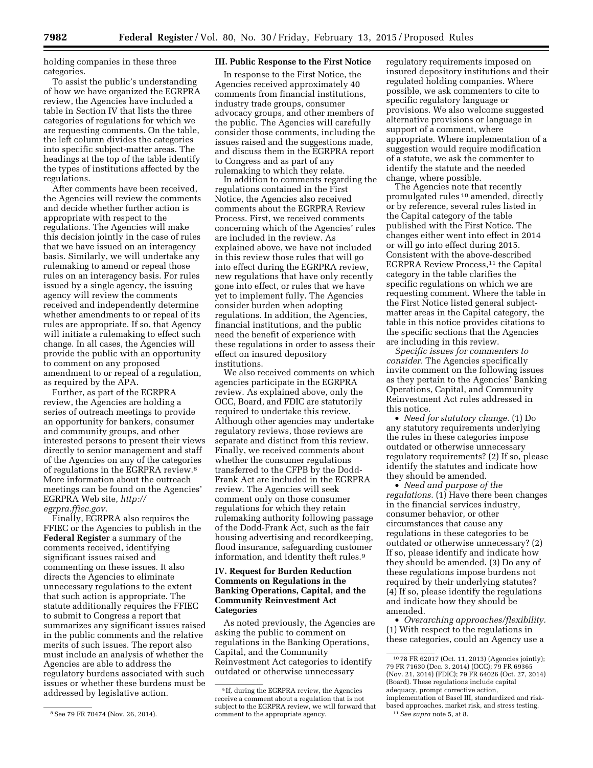holding companies in these three categories.

To assist the public's understanding of how we have organized the EGRPRA review, the Agencies have included a table in Section IV that lists the three categories of regulations for which we are requesting comments. On the table, the left column divides the categories into specific subject-matter areas. The headings at the top of the table identify the types of institutions affected by the regulations.

After comments have been received, the Agencies will review the comments and decide whether further action is appropriate with respect to the regulations. The Agencies will make this decision jointly in the case of rules that we have issued on an interagency basis. Similarly, we will undertake any rulemaking to amend or repeal those rules on an interagency basis. For rules issued by a single agency, the issuing agency will review the comments received and independently determine whether amendments to or repeal of its rules are appropriate. If so, that Agency will initiate a rulemaking to effect such change. In all cases, the Agencies will provide the public with an opportunity to comment on any proposed amendment to or repeal of a regulation, as required by the APA.

Further, as part of the EGRPRA review, the Agencies are holding a series of outreach meetings to provide an opportunity for bankers, consumer and community groups, and other interested persons to present their views directly to senior management and staff of the Agencies on any of the categories of regulations in the EGRPRA review.[8] More information about the outreach meetings can be found on the Agencies' EGRPRA Web site, *http://egrpra.ffiec.gov.*

Finally, EGRPRA also requires the FFIEC or the Agencies to publish in the **Federal Register** a summary of the comments received, identifying significant issues raised and commenting on these issues. It also directs the Agencies to eliminate unnecessary regulations to the extent that such action is appropriate. The statute additionally requires the FFIEC to submit to Congress a report that summarizes any significant issues raised in the public comments and the relative merits of such issues. The report also must include an analysis of whether the Agencies are able to address the regulatory burdens associated with such issues or whether these burdens must be addressed by legislative action.

## III. Public Response to the First Notice

In response to the First Notice, the Agencies received approximately 40 comments from financial institutions, industry trade groups, consumer advocacy groups, and other members of the public. The Agencies will carefully consider those comments, including the issues raised and the suggestions made, and discuss them in the EGRPRA report to Congress and as part of any rulemaking to which they relate.

In addition to comments regarding the regulations contained in the First Notice, the Agencies also received comments about the EGRPRA Review Process. First, we received comments concerning which of the Agencies' rules are included in the review. As explained above, we have not included in this review those rules that will go into effect during the EGRPRA review, new regulations that have only recently gone into effect, or rules that we have yet to implement fully. The Agencies consider burden when adopting regulations. In addition, the Agencies, financial institutions, and the public need the benefit of experience with these regulations in order to assess their effect on insured depository institutions.

We also received comments on which agencies participate in the EGRPRA review. As explained above, only the OCC, Board, and FDIC are statutorily required to undertake this review. Although other agencies may undertake regulatory reviews, those reviews are separate and distinct from this review. Finally, we received comments about whether the consumer regulations transferred to the CFPB by the Dodd-Frank Act are included in the EGRPRA review. The Agencies will seek comment only on those consumer regulations for which they retain rulemaking authority following passage of the Dodd-Frank Act, such as the fair housing advertising and recordkeeping, flood insurance, safeguarding customer information, and identity theft rules.[9]

## IV. Request for Burden Reduction Comments on Regulations in the Banking Operations, Capital, and the Community Reinvestment Act Categories

As noted previously, the Agencies are asking the public to comment on regulations in the Banking Operations, Capital, and the Community Reinvestment Act categories to identify outdated or otherwise unnecessary regulatory requirements imposed on insured depository institutions and their regulated holding companies. Where possible, we ask commenters to cite to specific regulatory language or provisions. We also welcome suggested alternative provisions or language in support of a comment, where appropriate. Where implementation of a suggestion would require modification of a statute, we ask the commenter to identify the statute and the needed change, where possible.

The Agencies note that recently promulgated rules[10] amended, directly or by reference, several rules listed in the Capital category of the table published with the First Notice. The changes either went into effect in 2014 or will go into effect during 2015. Consistent with the above-described EGRPRA Review Process,[11] the Capital category in the table clarifies the specific regulations on which we are requesting comment. Where the table in the First Notice listed general subject-matter areas in the Capital category, the table in this notice provides citations to the specific sections that the Agencies are including in this review.

*Specific issues for commenters to consider.* The Agencies specifically invite comment on the following issues as they pertain to the Agencies' Banking Operations, Capital, and Community Reinvestment Act rules addressed in this notice.

- *Need for statutory change.* (1) Do any statutory requirements underlying the rules in these categories impose outdated or otherwise unnecessary regulatory requirements? (2) If so, please identify the statutes and indicate how they should be amended.
- *Need and purpose of the regulations.* (1) Have there been changes in the financial services industry, consumer behavior, or other circumstances that cause any regulations in these categories to be outdated or otherwise unnecessary? (2) If so, please identify and indicate how they should be amended. (3) Do any of these regulations impose burdens not required by their underlying statutes? (4) If so, please identify the regulations and indicate how they should be amended.
- *Overarching approaches/flexibility.* (1) With respect to the regulations in these categories, could an Agency use a

---

[8] See 79 FR 70474 (Nov. 26, 2014).

[9] If, during the EGRPRA review, the Agencies receive a comment about a regulation that is not subject to the EGRPRA review, we will forward that comment to the appropriate agency.

[10] 78 FR 62017 (Oct. 11, 2013) (Agencies jointly); 79 FR 71630 (Dec. 3, 2014) (OCC); 79 FR 69365 (Nov. 21, 2014) (FDIC); 79 FR 64026 (Oct. 27, 2014) (Board). These regulations include capital adequacy, prompt corrective action, implementation of Basel III, standardized and risk-based approaches, market risk, and stress testing.

[11] *See supra* note 5, at 8.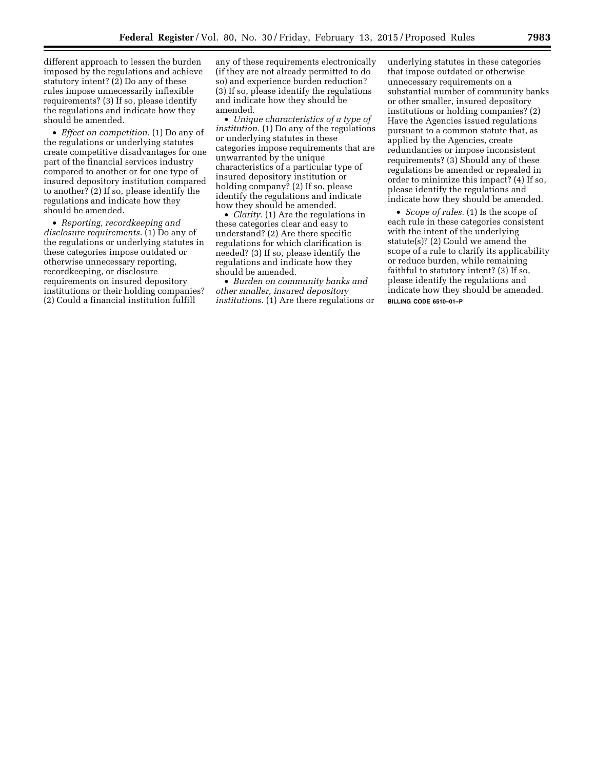different approach to lessen the burden imposed by the regulations and achieve statutory intent? (2) Do any of these rules impose unnecessarily inflexible requirements? (3) If so, please identify the regulations and indicate how they should be amended.

- *Effect on competition.* (1) Do any of the regulations or underlying statutes create competitive disadvantages for one part of the financial services industry compared to another or for one type of insured depository institution compared to another? (2) If so, please identify the regulations and indicate how they should be amended.

- *Reporting, recordkeeping and disclosure requirements.* (1) Do any of the regulations or underlying statutes in these categories impose outdated or otherwise unnecessary reporting, recordkeeping, or disclosure requirements on insured depository institutions or their holding companies? (2) Could a financial institution fulfill any of these requirements electronically (if they are not already permitted to do so) and experience burden reduction? (3) If so, please identify the regulations and indicate how they should be amended.

- *Unique characteristics of a type of institution.* (1) Do any of the regulations or underlying statutes in these categories impose requirements that are unwarranted by the unique characteristics of a particular type of insured depository institution or holding company? (2) If so, please identify the regulations and indicate how they should be amended.

- *Clarity.* (1) Are the regulations in these categories clear and easy to understand? (2) Are there specific regulations for which clarification is needed? (3) If so, please identify the regulations and indicate how they should be amended.

- *Burden on community banks and other smaller, insured depository institutions.* (1) Are there regulations or underlying statutes in these categories that impose outdated or otherwise unnecessary requirements on a substantial number of community banks or other smaller, insured depository institutions or holding companies? (2) Have the Agencies issued regulations pursuant to a common statute that, as applied by the Agencies, create redundancies or impose inconsistent requirements? (3) Should any of these regulations be amended or repealed in order to minimize this impact? (4) If so, please identify the regulations and indicate how they should be amended.

- *Scope of rules.* (1) Is the scope of each rule in these categories consistent with the intent of the underlying statute(s)? (2) Could we amend the scope of a rule to clarify its applicability or reduce burden, while remaining faithful to statutory intent? (3) If so, please identify the regulations and indicate how they should be amended.

BILLING CODE 6510–01–P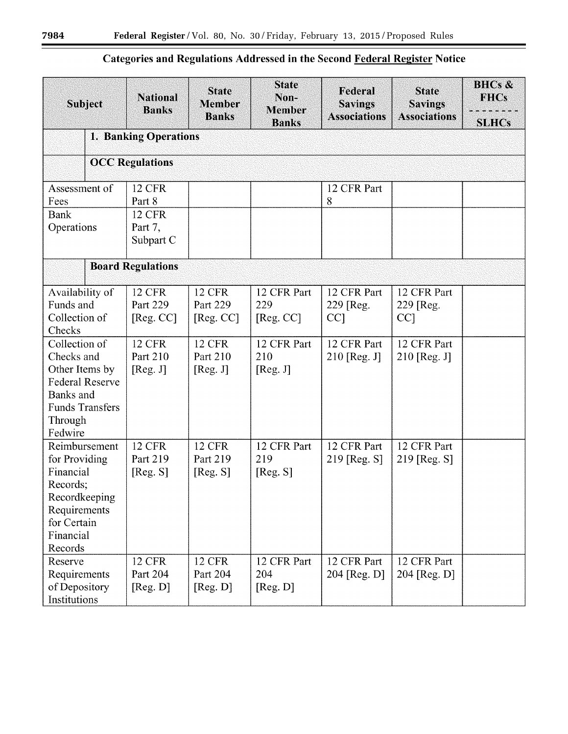## Categories and Regulations Addressed in the Second Federal Register Notice

| Subject | National Banks | State Member Banks | State Non-Member Banks | Federal Savings Associations | State Savings Associations | BHCs & FHCs / SLHCs |
|---|---|---|---|---|---|---|
| **1. Banking Operations** | | | | | | |
| **OCC Regulations** | | | | | | |
| Assessment of Fees | 12 CFR Part 8 | | | 12 CFR Part 8 | | |
| Bank Operations | 12 CFR Part 7, Subpart C | | | | | |
| **Board Regulations** | | | | | | |
| Availability of Funds and Collection of Checks | 12 CFR Part 229 [Reg. CC] | 12 CFR Part 229 [Reg. CC] | 12 CFR Part 229 [Reg. CC] | 12 CFR Part 229 [Reg. CC] | 12 CFR Part 229 [Reg. CC] | |
| Collection of Checks and Other Items by Federal Reserve Banks and Funds Transfers Through Fedwire | 12 CFR Part 210 [Reg. J] | 12 CFR Part 210 [Reg. J] | 12 CFR Part 210 [Reg. J] | 12 CFR Part 210 [Reg. J] | 12 CFR Part 210 [Reg. J] | |
| Reimbursement for Providing Financial Records; Recordkeeping Requirements for Certain Financial Records | 12 CFR Part 219 [Reg. S] | 12 CFR Part 219 [Reg. S] | 12 CFR Part 219 [Reg. S] | 12 CFR Part 219 [Reg. S] | 12 CFR Part 219 [Reg. S] | |
| Reserve Requirements of Depository Institutions | 12 CFR Part 204 [Reg. D] | 12 CFR Part 204 [Reg. D] | 12 CFR Part 204 [Reg. D] | 12 CFR Part 204 [Reg. D] | 12 CFR Part 204 [Reg. D] | |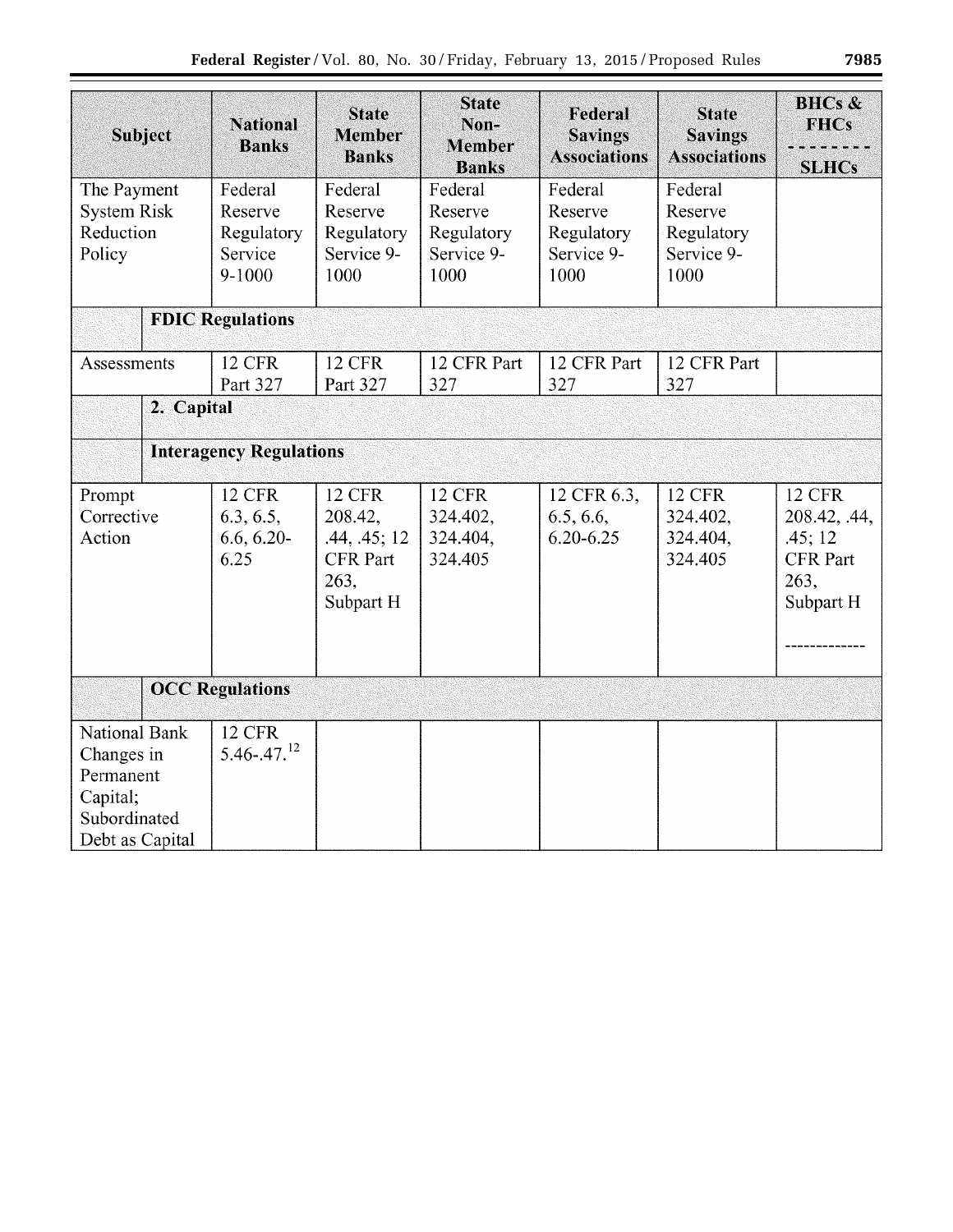| Subject | National Banks | State Member Banks | State Non-Member Banks | Federal Savings Associations | State Savings Associations | BHCs & FHCs<br>--------<br>SLHCs |
|---|---|---|---|---|---|---|
| The Payment System Risk Reduction Policy | Federal Reserve Regulatory Service 9-1000 | Federal Reserve Regulatory Service 9-1000 | Federal Reserve Regulatory Service 9-1000 | Federal Reserve Regulatory Service 9-1000 | Federal Reserve Regulatory Service 9-1000 | |
| | **FDIC Regulations** | | | | | |
| Assessments | 12 CFR Part 327 | 12 CFR Part 327 | 12 CFR Part 327 | 12 CFR Part 327 | 12 CFR Part 327 | |
| | **2. Capital** | | | | | |
| | **Interagency Regulations** | | | | | |
| Prompt Corrective Action | 12 CFR 6.3, 6.5, 6.6, 6.20-6.25 | 12 CFR 208.42, .44, .45; 12 CFR Part 263, Subpart H | 12 CFR 324.402, 324.404, 324.405 | 12 CFR 6.3, 6.5, 6.6, 6.20-6.25 | 12 CFR 324.402, 324.404, 324.405 | 12 CFR 208.42, .44, .45; 12 CFR Part 263, Subpart H<br>------------- |
| | **OCC Regulations** | | | | | |
| National Bank Changes in Permanent Capital; Subordinated Debt as Capital | 12 CFR 5.46-.47.[12] | | | | | |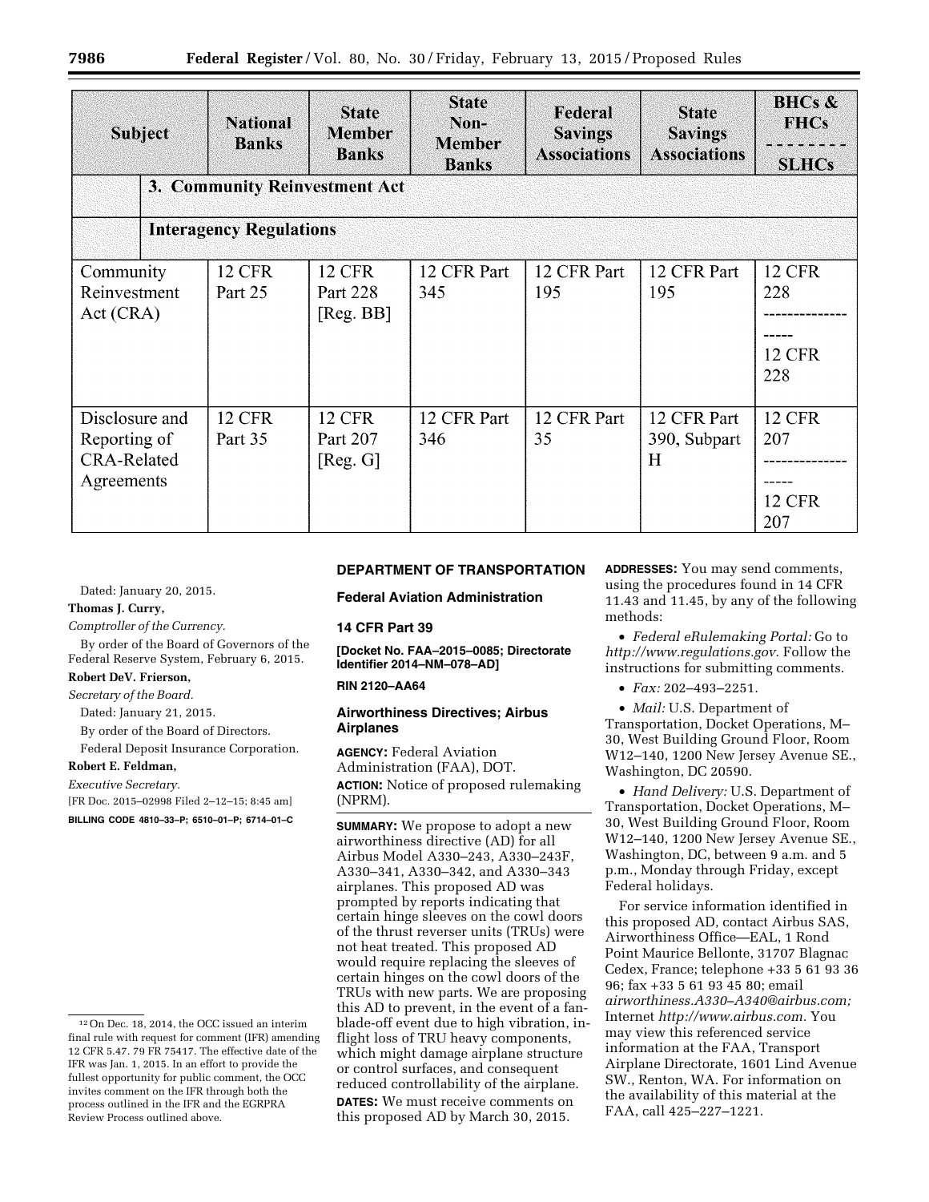| Subject | National Banks | State Member Banks | State Non-Member Banks | Federal Savings Associations | State Savings Associations | BHCs & FHCs<br>--------<br>SLHCs |
|---|---|---|---|---|---|---|
| **3. Community Reinvestment Act** | | | | | | |
| **Interagency Regulations** | | | | | | |
| Community Reinvestment Act (CRA) | 12 CFR Part 25 | 12 CFR Part 228 [Reg. BB] | 12 CFR Part 345 | 12 CFR Part 195 | 12 CFR Part 195 | 12 CFR 228<br>-------------------<br>12 CFR 228 |
| Disclosure and Reporting of CRA-Related Agreements | 12 CFR Part 35 | 12 CFR Part 207 [Reg. G] | 12 CFR Part 346 | 12 CFR Part 35 | 12 CFR Part 390, Subpart H | 12 CFR 207<br>-------------------<br>12 CFR 207 |

Dated: January 20, 2015.

**Thomas J. Curry,**

*Comptroller of the Currency.*

By order of the Board of Governors of the Federal Reserve System, February 6, 2015.

**Robert DeV. Frierson,**

*Secretary of the Board.*

Dated: January 21, 2015.

By order of the Board of Directors.

Federal Deposit Insurance Corporation.

**Robert E. Feldman,**

*Executive Secretary.*

[FR Doc. 2015–02998 Filed 2–12–15; 8:45 am]

**BILLING CODE 4810–33–P; 6510–01–P; 6714–01–C**

[12] On Dec. 18, 2014, the OCC issued an interim final rule with request for comment (IFR) amending 12 CFR 5.47. 79 FR 75417. The effective date of the IFR was Jan. 1, 2015. In an effort to provide the fullest opportunity for public comment, the OCC invites comment on the IFR through both the process outlined in the IFR and the EGRPRA Review Process outlined above.

## DEPARTMENT OF TRANSPORTATION

### Federal Aviation Administration

### 14 CFR Part 39

**[Docket No. FAA–2015–0085; Directorate Identifier 2014–NM–078–AD]**

**RIN 2120–AA64**

### Airworthiness Directives; Airbus Airplanes

**AGENCY:** Federal Aviation Administration (FAA), DOT.

**ACTION:** Notice of proposed rulemaking (NPRM).

**SUMMARY:** We propose to adopt a new airworthiness directive (AD) for all Airbus Model A330–243, A330–243F, A330–341, A330–342, and A330–343 airplanes. This proposed AD was prompted by reports indicating that certain hinge sleeves on the cowl doors of the thrust reverser units (TRUs) were not heat treated. This proposed AD would require replacing the sleeves of certain hinges on the cowl doors of the TRUs with new parts. We are proposing this AD to prevent, in the event of a fan-blade-off event due to high vibration, in-flight loss of TRU heavy components, which might damage airplane structure or control surfaces, and consequent reduced controllability of the airplane.

**DATES:** We must receive comments on this proposed AD by March 30, 2015.

**ADDRESSES:** You may send comments, using the procedures found in 14 CFR 11.43 and 11.45, by any of the following methods:

- *Federal eRulemaking Portal:* Go to *http://www.regulations.gov.* Follow the instructions for submitting comments.
- *Fax:* 202–493–2251.
- *Mail:* U.S. Department of Transportation, Docket Operations, M–30, West Building Ground Floor, Room W12–140, 1200 New Jersey Avenue SE., Washington, DC 20590.
- *Hand Delivery:* U.S. Department of Transportation, Docket Operations, M–30, West Building Ground Floor, Room W12–140, 1200 New Jersey Avenue SE., Washington, DC, between 9 a.m. and 5 p.m., Monday through Friday, except Federal holidays.

For service information identified in this proposed AD, contact Airbus SAS, Airworthiness Office—EAL, 1 Rond Point Maurice Bellonte, 31707 Blagnac Cedex, France; telephone +33 5 61 93 36 96; fax +33 5 61 93 45 80; email *airworthiness.A330–A340@airbus.com;* Internet *http://www.airbus.com.* You may view this referenced service information at the FAA, Transport Airplane Directorate, 1601 Lind Avenue SW., Renton, WA. For information on the availability of this material at the FAA, call 425–227–1221.